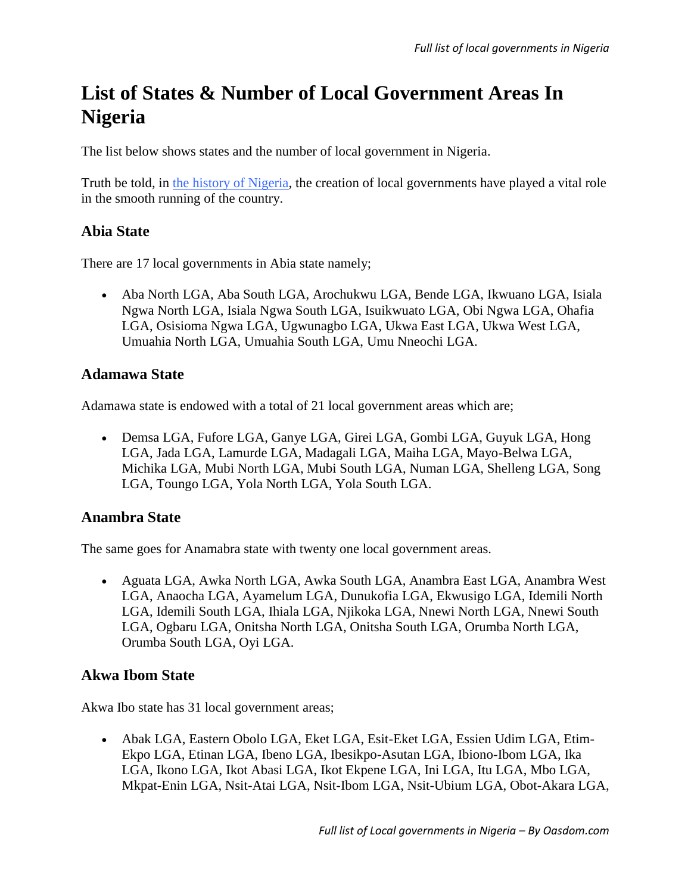# List of States & Number of Local Government Areas In Nigeria

The list below shows states and the number of local government in Nigeria.

Truth be told, in [the history of Nigeria](), the creation of local governments have played a vital role in the smooth running of the country.

### Abia State

There are 17 local governments in Abia state namely;

- Aba North LGA, Aba South LGA, Arochukwu LGA, Bende LGA, Ikwuano LGA, Isiala Ngwa North LGA, Isiala Ngwa South LGA, Isuikwuato LGA, Obi Ngwa LGA, Ohafia LGA, Osisioma Ngwa LGA, Ugwunagbo LGA, Ukwa East LGA, Ukwa West LGA, Umuahia North LGA, Umuahia South LGA, Umu Nneochi LGA.

### Adamawa State

Adamawa state is endowed with a total of 21 local government areas which are;

- Demsa LGA, Fufore LGA, Ganye LGA, Girei LGA, Gombi LGA, Guyuk LGA, Hong LGA, Jada LGA, Lamurde LGA, Madagali LGA, Maiha LGA, Mayo-Belwa LGA, Michika LGA, Mubi North LGA, Mubi South LGA, Numan LGA, Shelleng LGA, Song LGA, Toungo LGA, Yola North LGA, Yola South LGA.

### Anambra State

The same goes for Anamabra state with twenty one local government areas.

- Aguata LGA, Awka North LGA, Awka South LGA, Anambra East LGA, Anambra West LGA, Anaocha LGA, Ayamelum LGA, Dunukofia LGA, Ekwusigo LGA, Idemili North LGA, Idemili South LGA, Ihiala LGA, Njikoka LGA, Nnewi North LGA, Nnewi South LGA, Ogbaru LGA, Onitsha North LGA, Onitsha South LGA, Orumba North LGA, Orumba South LGA, Oyi LGA.

### Akwa Ibom State

Akwa Ibo state has 31 local government areas;

- Abak LGA, Eastern Obolo LGA, Eket LGA, Esit-Eket LGA, Essien Udim LGA, Etim-Ekpo LGA, Etinan LGA, Ibeno LGA, Ibesikpo-Asutan LGA, Ibiono-Ibom LGA, Ika LGA, Ikono LGA, Ikot Abasi LGA, Ikot Ekpene LGA, Ini LGA, Itu LGA, Mbo LGA, Mkpat-Enin LGA, Nsit-Atai LGA, Nsit-Ibom LGA, Nsit-Ubium LGA, Obot-Akara LGA,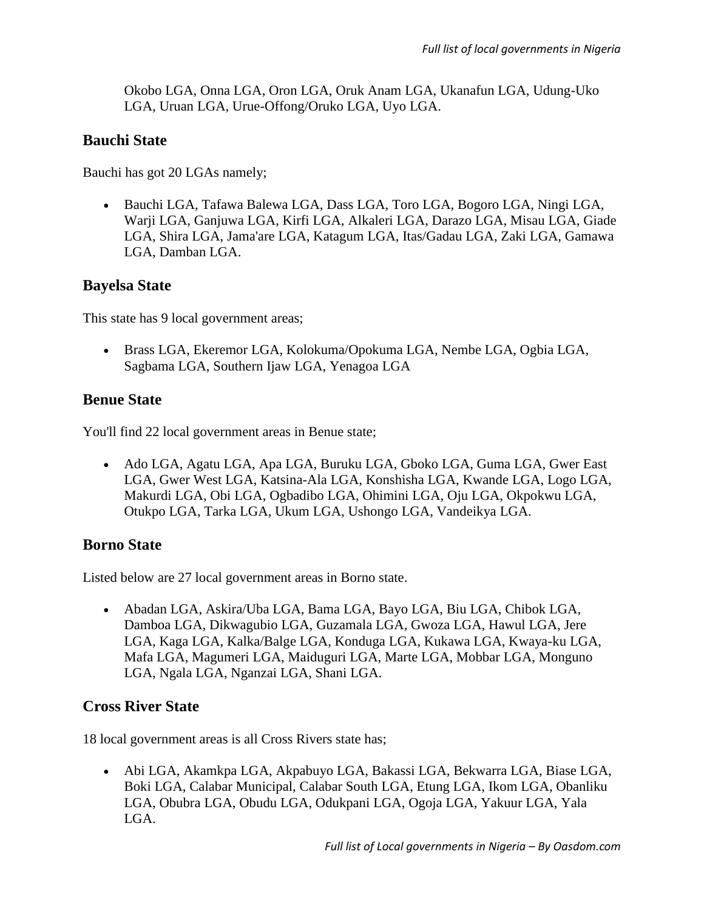Okobo LGA, Onna LGA, Oron LGA, Oruk Anam LGA, Ukanafun LGA, Udung-Uko LGA, Uruan LGA, Urue-Offong/Oruko LGA, Uyo LGA.

### Bauchi State

Bauchi has got 20 LGAs namely;

- Bauchi LGA, Tafawa Balewa LGA, Dass LGA, Toro LGA, Bogoro LGA, Ningi LGA, Warji LGA, Ganjuwa LGA, Kirfi LGA, Alkaleri LGA, Darazo LGA, Misau LGA, Giade LGA, Shira LGA, Jama'are LGA, Katagum LGA, Itas/Gadau LGA, Zaki LGA, Gamawa LGA, Damban LGA.

### Bayelsa State

This state has 9 local government areas;

- Brass LGA, Ekeremor LGA, Kolokuma/Opokuma LGA, Nembe LGA, Ogbia LGA, Sagbama LGA, Southern Ijaw LGA, Yenagoa LGA

### Benue State

You'll find 22 local government areas in Benue state;

- Ado LGA, Agatu LGA, Apa LGA, Buruku LGA, Gboko LGA, Guma LGA, Gwer East LGA, Gwer West LGA, Katsina-Ala LGA, Konshisha LGA, Kwande LGA, Logo LGA, Makurdi LGA, Obi LGA, Ogbadibo LGA, Ohimini LGA, Oju LGA, Okpokwu LGA, Otukpo LGA, Tarka LGA, Ukum LGA, Ushongo LGA, Vandeikya LGA.

### Borno State

Listed below are 27 local government areas in Borno state.

- Abadan LGA, Askira/Uba LGA, Bama LGA, Bayo LGA, Biu LGA, Chibok LGA, Damboa LGA, Dikwagubio LGA, Guzamala LGA, Gwoza LGA, Hawul LGA, Jere LGA, Kaga LGA, Kalka/Balge LGA, Konduga LGA, Kukawa LGA, Kwaya-ku LGA, Mafa LGA, Magumeri LGA, Maiduguri LGA, Marte LGA, Mobbar LGA, Monguno LGA, Ngala LGA, Nganzai LGA, Shani LGA.

### Cross River State

18 local government areas is all Cross Rivers state has;

- Abi LGA, Akamkpa LGA, Akpabuyo LGA, Bakassi LGA, Bekwarra LGA, Biase LGA, Boki LGA, Calabar Municipal, Calabar South LGA, Etung LGA, Ikom LGA, Obanliku LGA, Obubra LGA, Obudu LGA, Odukpani LGA, Ogoja LGA, Yakuur LGA, Yala LGA.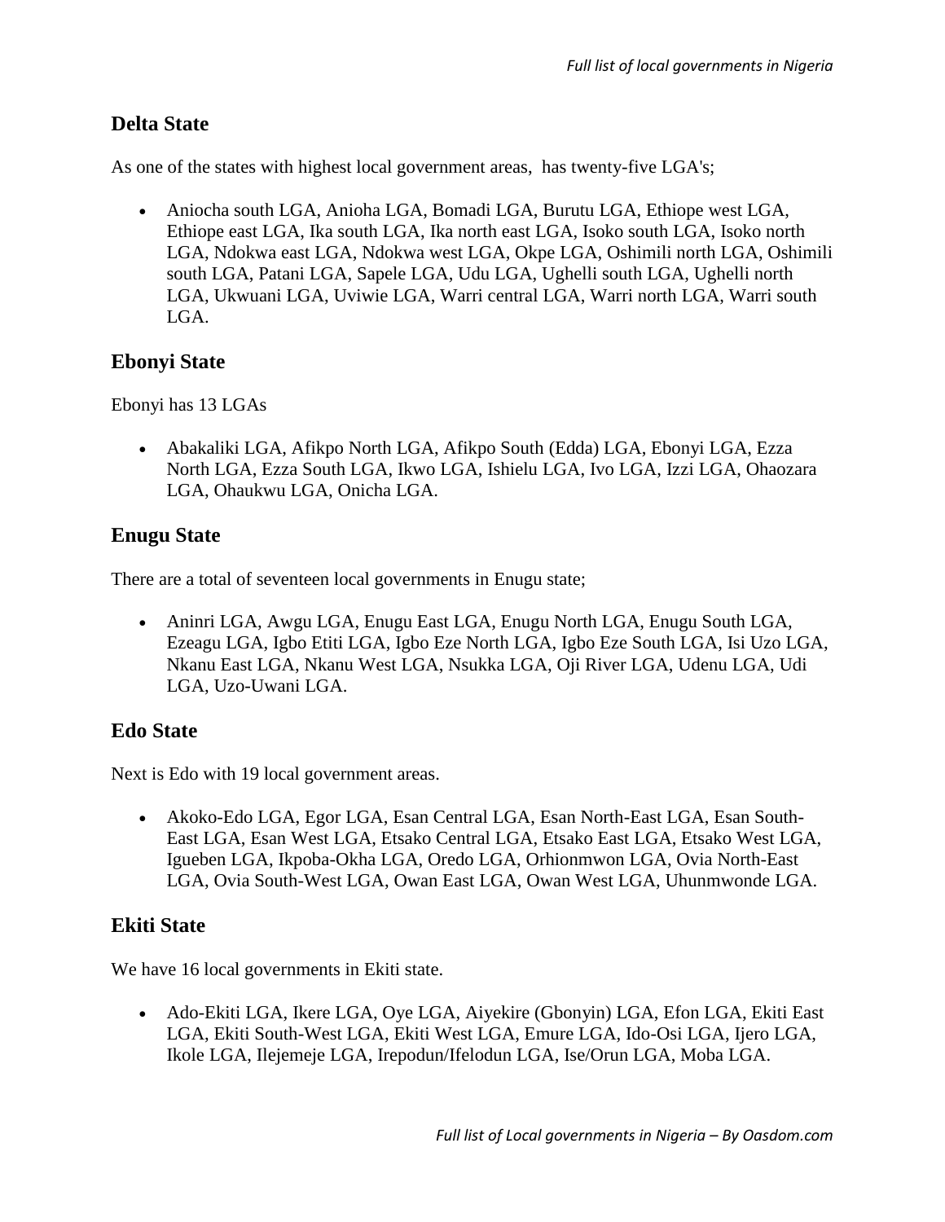## Delta State

As one of the states with highest local government areas,  has twenty-five LGA's;

- Aniocha south LGA, Anioha LGA, Bomadi LGA, Burutu LGA, Ethiope west LGA, Ethiope east LGA, Ika south LGA, Ika north east LGA, Isoko south LGA, Isoko north LGA, Ndokwa east LGA, Ndokwa west LGA, Okpe LGA, Oshimili north LGA, Oshimili south LGA, Patani LGA, Sapele LGA, Udu LGA, Ughelli south LGA, Ughelli north LGA, Ukwuani LGA, Uviwie LGA, Warri central LGA, Warri north LGA, Warri south LGA.

## Ebonyi State

Ebonyi has 13 LGAs

- Abakaliki LGA, Afikpo North LGA, Afikpo South (Edda) LGA, Ebonyi LGA, Ezza North LGA, Ezza South LGA, Ikwo LGA, Ishielu LGA, Ivo LGA, Izzi LGA, Ohaozara LGA, Ohaukwu LGA, Onicha LGA.

## Enugu State

There are a total of seventeen local governments in Enugu state;

- Aninri LGA, Awgu LGA, Enugu East LGA, Enugu North LGA, Enugu South LGA, Ezeagu LGA, Igbo Etiti LGA, Igbo Eze North LGA, Igbo Eze South LGA, Isi Uzo LGA, Nkanu East LGA, Nkanu West LGA, Nsukka LGA, Oji River LGA, Udenu LGA, Udi LGA, Uzo-Uwani LGA.

## Edo State

Next is Edo with 19 local government areas.

- Akoko-Edo LGA, Egor LGA, Esan Central LGA, Esan North-East LGA, Esan South-East LGA, Esan West LGA, Etsako Central LGA, Etsako East LGA, Etsako West LGA, Igueben LGA, Ikpoba-Okha LGA, Oredo LGA, Orhionmwon LGA, Ovia North-East LGA, Ovia South-West LGA, Owan East LGA, Owan West LGA, Uhunmwonde LGA.

## Ekiti State

We have 16 local governments in Ekiti state.

- Ado-Ekiti LGA, Ikere LGA, Oye LGA, Aiyekire (Gbonyin) LGA, Efon LGA, Ekiti East LGA, Ekiti South-West LGA, Ekiti West LGA, Emure LGA, Ido-Osi LGA, Ijero LGA, Ikole LGA, Ilejemeje LGA, Irepodun/Ifelodun LGA, Ise/Orun LGA, Moba LGA.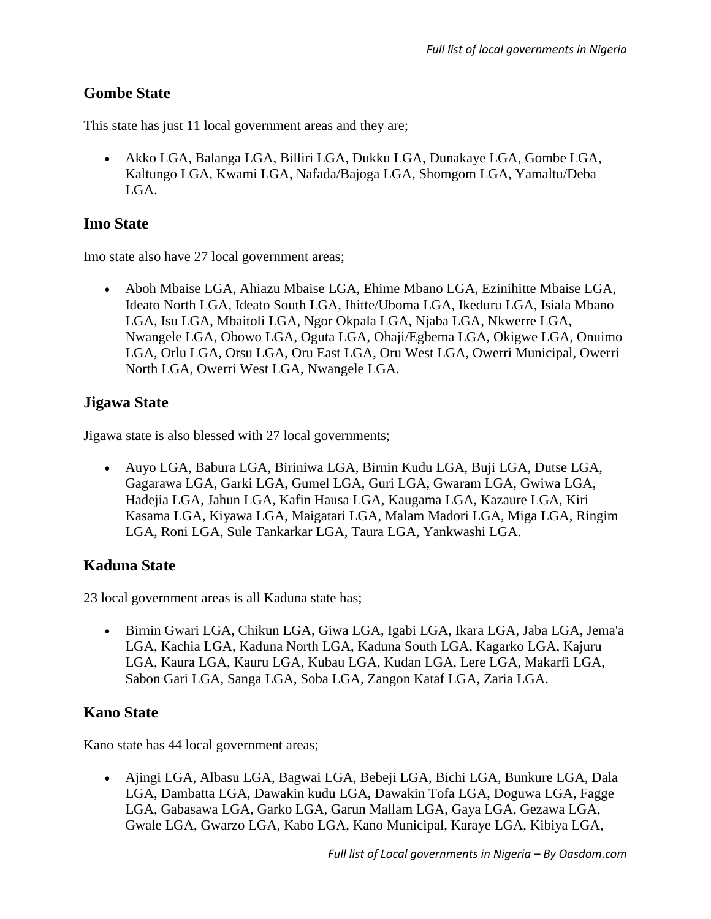## Gombe State

This state has just 11 local government areas and they are;

- Akko LGA, Balanga LGA, Billiri LGA, Dukku LGA, Dunakaye LGA, Gombe LGA, Kaltungo LGA, Kwami LGA, Nafada/Bajoga LGA, Shomgom LGA, Yamaltu/Deba LGA.

## Imo State

Imo state also have 27 local government areas;

- Aboh Mbaise LGA, Ahiazu Mbaise LGA, Ehime Mbano LGA, Ezinihitte Mbaise LGA, Ideato North LGA, Ideato South LGA, Ihitte/Uboma LGA, Ikeduru LGA, Isiala Mbano LGA, Isu LGA, Mbaitoli LGA, Ngor Okpala LGA, Njaba LGA, Nkwerre LGA, Nwangele LGA, Obowo LGA, Oguta LGA, Ohaji/Egbema LGA, Okigwe LGA, Onuimo LGA, Orlu LGA, Orsu LGA, Oru East LGA, Oru West LGA, Owerri Municipal, Owerri North LGA, Owerri West LGA, Nwangele LGA.

## Jigawa State

Jigawa state is also blessed with 27 local governments;

- Auyo LGA, Babura LGA, Biriniwa LGA, Birnin Kudu LGA, Buji LGA, Dutse LGA, Gagarawa LGA, Garki LGA, Gumel LGA, Guri LGA, Gwaram LGA, Gwiwa LGA, Hadejia LGA, Jahun LGA, Kafin Hausa LGA, Kaugama LGA, Kazaure LGA, Kiri Kasama LGA, Kiyawa LGA, Maigatari LGA, Malam Madori LGA, Miga LGA, Ringim LGA, Roni LGA, Sule Tankarkar LGA, Taura LGA, Yankwashi LGA.

## Kaduna State

23 local government areas is all Kaduna state has;

- Birnin Gwari LGA, Chikun LGA, Giwa LGA, Igabi LGA, Ikara LGA, Jaba LGA, Jema'a LGA, Kachia LGA, Kaduna North LGA, Kaduna South LGA, Kagarko LGA, Kajuru LGA, Kaura LGA, Kauru LGA, Kubau LGA, Kudan LGA, Lere LGA, Makarfi LGA, Sabon Gari LGA, Sanga LGA, Soba LGA, Zangon Kataf LGA, Zaria LGA.

## Kano State

Kano state has 44 local government areas;

- Ajingi LGA, Albasu LGA, Bagwai LGA, Bebeji LGA, Bichi LGA, Bunkure LGA, Dala LGA, Dambatta LGA, Dawakin kudu LGA, Dawakin Tofa LGA, Doguwa LGA, Fagge LGA, Gabasawa LGA, Garko LGA, Garun Mallam LGA, Gaya LGA, Gezawa LGA, Gwale LGA, Gwarzo LGA, Kabo LGA, Kano Municipal, Karaye LGA, Kibiya LGA,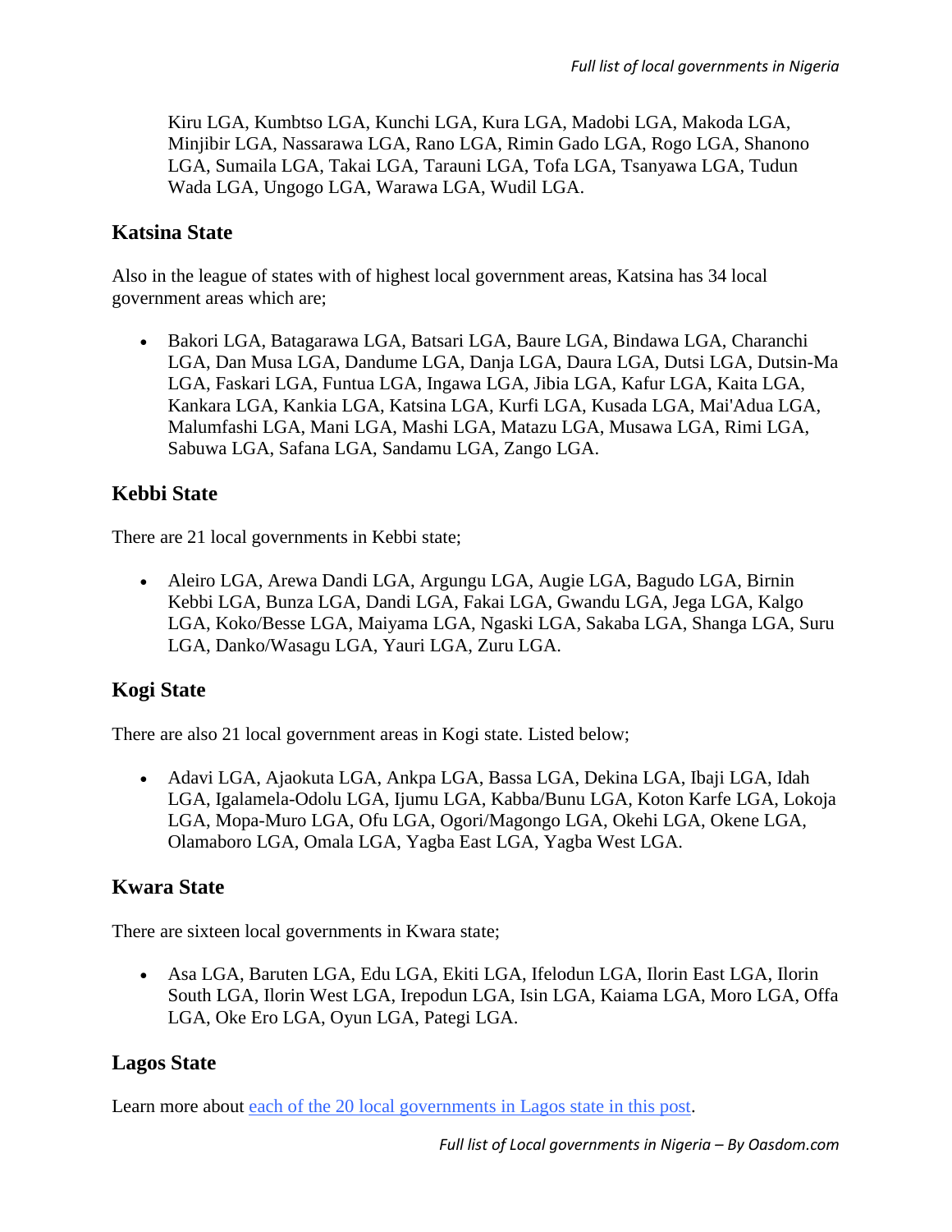- Kiru LGA, Kumbtso LGA, Kunchi LGA, Kura LGA, Madobi LGA, Makoda LGA, Minjibir LGA, Nassarawa LGA, Rano LGA, Rimin Gado LGA, Rogo LGA, Shanono LGA, Sumaila LGA, Takai LGA, Tarauni LGA, Tofa LGA, Tsanyawa LGA, Tudun Wada LGA, Ungogo LGA, Warawa LGA, Wudil LGA.

## Katsina State

Also in the league of states with of highest local government areas, Katsina has 34 local government areas which are;

- Bakori LGA, Batagarawa LGA, Batsari LGA, Baure LGA, Bindawa LGA, Charanchi LGA, Dan Musa LGA, Dandume LGA, Danja LGA, Daura LGA, Dutsi LGA, Dutsin-Ma LGA, Faskari LGA, Funtua LGA, Ingawa LGA, Jibia LGA, Kafur LGA, Kaita LGA, Kankara LGA, Kankia LGA, Katsina LGA, Kurfi LGA, Kusada LGA, Mai'Adua LGA, Malumfashi LGA, Mani LGA, Mashi LGA, Matazu LGA, Musawa LGA, Rimi LGA, Sabuwa LGA, Safana LGA, Sandamu LGA, Zango LGA.

## Kebbi State

There are 21 local governments in Kebbi state;

- Aleiro LGA, Arewa Dandi LGA, Argungu LGA, Augie LGA, Bagudo LGA, Birnin Kebbi LGA, Bunza LGA, Dandi LGA, Fakai LGA, Gwandu LGA, Jega LGA, Kalgo LGA, Koko/Besse LGA, Maiyama LGA, Ngaski LGA, Sakaba LGA, Shanga LGA, Suru LGA, Danko/Wasagu LGA, Yauri LGA, Zuru LGA.

## Kogi State

There are also 21 local government areas in Kogi state. Listed below;

- Adavi LGA, Ajaokuta LGA, Ankpa LGA, Bassa LGA, Dekina LGA, Ibaji LGA, Idah LGA, Igalamela-Odolu LGA, Ijumu LGA, Kabba/Bunu LGA, Koton Karfe LGA, Lokoja LGA, Mopa-Muro LGA, Ofu LGA, Ogori/Magongo LGA, Okehi LGA, Okene LGA, Olamaboro LGA, Omala LGA, Yagba East LGA, Yagba West LGA.

## Kwara State

There are sixteen local governments in Kwara state;

- Asa LGA, Baruten LGA, Edu LGA, Ekiti LGA, Ifelodun LGA, Ilorin East LGA, Ilorin South LGA, Ilorin West LGA, Irepodun LGA, Isin LGA, Kaiama LGA, Moro LGA, Offa LGA, Oke Ero LGA, Oyun LGA, Pategi LGA.

## Lagos State

Learn more about each of the 20 local governments in Lagos state in this post.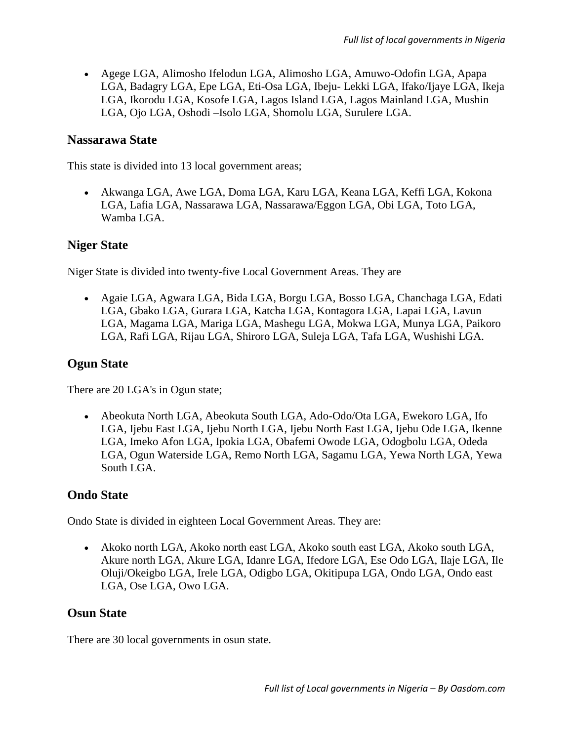- Agege LGA, Alimosho Ifelodun LGA, Alimosho LGA, Amuwo-Odofin LGA, Apapa LGA, Badagry LGA, Epe LGA, Eti-Osa LGA, Ibeju- Lekki LGA, Ifako/Ijaye LGA, Ikeja LGA, Ikorodu LGA, Kosofe LGA, Lagos Island LGA, Lagos Mainland LGA, Mushin LGA, Ojo LGA, Oshodi –Isolo LGA, Shomolu LGA, Surulere LGA.

## Nassarawa State

This state is divided into 13 local government areas;

- Akwanga LGA, Awe LGA, Doma LGA, Karu LGA, Keana LGA, Keffi LGA, Kokona LGA, Lafia LGA, Nassarawa LGA, Nassarawa/Eggon LGA, Obi LGA, Toto LGA, Wamba LGA.

## Niger State

Niger State is divided into twenty-five Local Government Areas. They are

- Agaie LGA, Agwara LGA, Bida LGA, Borgu LGA, Bosso LGA, Chanchaga LGA, Edati LGA, Gbako LGA, Gurara LGA, Katcha LGA, Kontagora LGA, Lapai LGA, Lavun LGA, Magama LGA, Mariga LGA, Mashegu LGA, Mokwa LGA, Munya LGA, Paikoro LGA, Rafi LGA, Rijau LGA, Shiroro LGA, Suleja LGA, Tafa LGA, Wushishi LGA.

## Ogun State

There are 20 LGA's in Ogun state;

- Abeokuta North LGA, Abeokuta South LGA, Ado-Odo/Ota LGA, Ewekoro LGA, Ifo LGA, Ijebu East LGA, Ijebu North LGA, Ijebu North East LGA, Ijebu Ode LGA, Ikenne LGA, Imeko Afon LGA, Ipokia LGA, Obafemi Owode LGA, Odogbolu LGA, Odeda LGA, Ogun Waterside LGA, Remo North LGA, Sagamu LGA, Yewa North LGA, Yewa South LGA.

## Ondo State

Ondo State is divided in eighteen Local Government Areas. They are:

- Akoko north LGA, Akoko north east LGA, Akoko south east LGA, Akoko south LGA, Akure north LGA, Akure LGA, Idanre LGA, Ifedore LGA, Ese Odo LGA, Ilaje LGA, Ile Oluji/Okeigbo LGA, Irele LGA, Odigbo LGA, Okitipupa LGA, Ondo LGA, Ondo east LGA, Ose LGA, Owo LGA.

## Osun State

There are 30 local governments in osun state.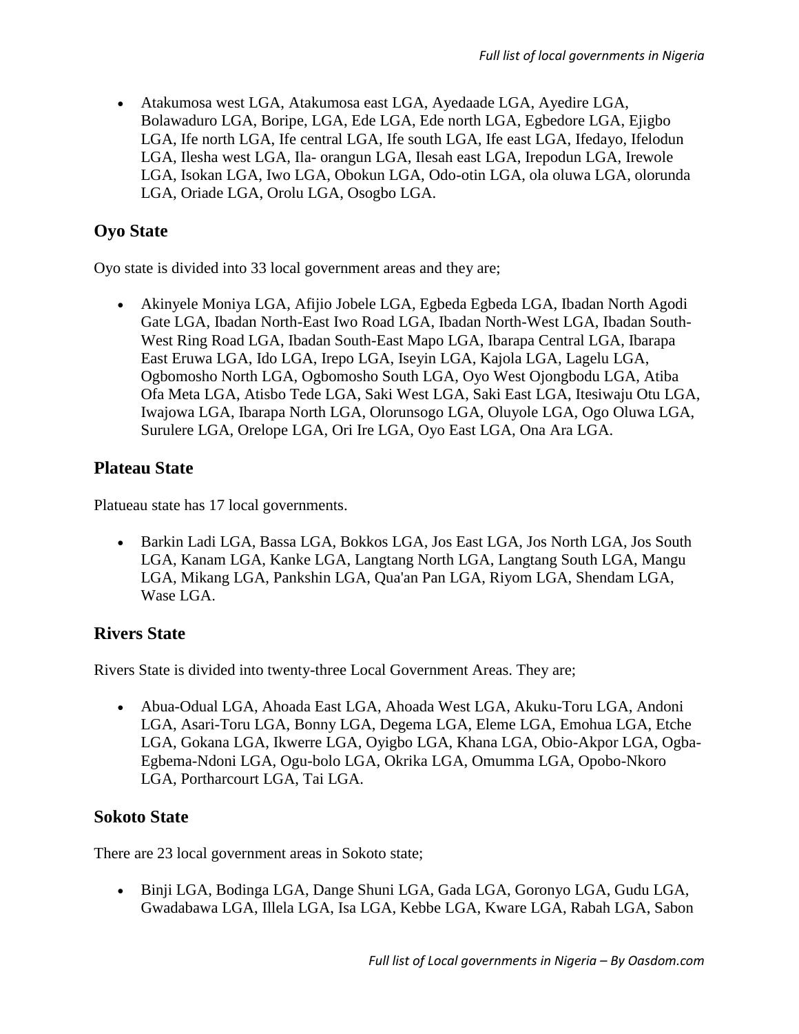- Atakumosa west LGA, Atakumosa east LGA, Ayedaade LGA, Ayedire LGA, Bolawaduro LGA, Boripe, LGA, Ede LGA, Ede north LGA, Egbedore LGA, Ejigbo LGA, Ife north LGA, Ife central LGA, Ife south LGA, Ife east LGA, Ifedayo, Ifelodun LGA, Ilesha west LGA, Ila- orangun LGA, Ilesah east LGA, Irepodun LGA, Irewole LGA, Isokan LGA, Iwo LGA, Obokun LGA, Odo-otin LGA, ola oluwa LGA, olorunda LGA, Oriade LGA, Orolu LGA, Osogbo LGA.

## Oyo State

Oyo state is divided into 33 local government areas and they are;

- Akinyele Moniya LGA, Afijio Jobele LGA, Egbeda Egbeda LGA, Ibadan North Agodi Gate LGA, Ibadan North-East Iwo Road LGA, Ibadan North-West LGA, Ibadan South-West Ring Road LGA, Ibadan South-East Mapo LGA, Ibarapa Central LGA, Ibarapa East Eruwa LGA, Ido LGA, Irepo LGA, Iseyin LGA, Kajola LGA, Lagelu LGA, Ogbomosho North LGA, Ogbomosho South LGA, Oyo West Ojongbodu LGA, Atiba Ofa Meta LGA, Atisbo Tede LGA, Saki West LGA, Saki East LGA, Itesiwaju Otu LGA, Iwajowa LGA, Ibarapa North LGA, Olorunsogo LGA, Oluyole LGA, Ogo Oluwa LGA, Surulere LGA, Orelope LGA, Ori Ire LGA, Oyo East LGA, Ona Ara LGA.

## Plateau State

Platueau state has 17 local governments.

- Barkin Ladi LGA, Bassa LGA, Bokkos LGA, Jos East LGA, Jos North LGA, Jos South LGA, Kanam LGA, Kanke LGA, Langtang North LGA, Langtang South LGA, Mangu LGA, Mikang LGA, Pankshin LGA, Qua'an Pan LGA, Riyom LGA, Shendam LGA, Wase LGA.

## Rivers State

Rivers State is divided into twenty-three Local Government Areas. They are;

- Abua-Odual LGA, Ahoada East LGA, Ahoada West LGA, Akuku-Toru LGA, Andoni LGA, Asari-Toru LGA, Bonny LGA, Degema LGA, Eleme LGA, Emohua LGA, Etche LGA, Gokana LGA, Ikwerre LGA, Oyigbo LGA, Khana LGA, Obio-Akpor LGA, Ogba-Egbema-Ndoni LGA, Ogu-bolo LGA, Okrika LGA, Omumma LGA, Opobo-Nkoro LGA, Portharcourt LGA, Tai LGA.

## Sokoto State

There are 23 local government areas in Sokoto state;

- Binji LGA, Bodinga LGA, Dange Shuni LGA, Gada LGA, Goronyo LGA, Gudu LGA, Gwadabawa LGA, Illela LGA, Isa LGA, Kebbe LGA, Kware LGA, Rabah LGA, Sabon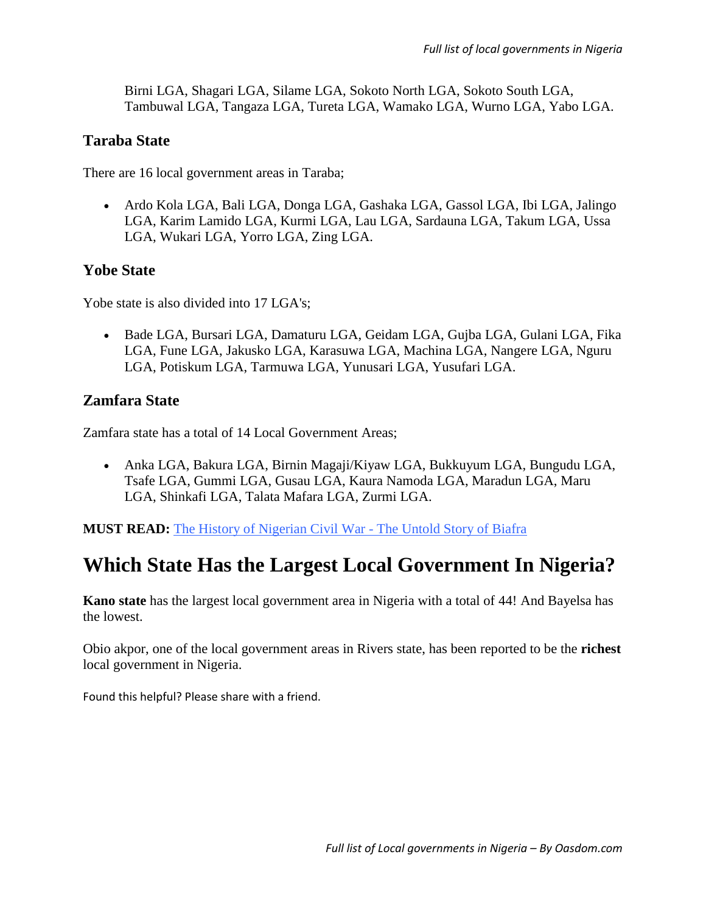Birni LGA, Shagari LGA, Silame LGA, Sokoto North LGA, Sokoto South LGA, Tambuwal LGA, Tangaza LGA, Tureta LGA, Wamako LGA, Wurno LGA, Yabo LGA.

### Taraba State

There are 16 local government areas in Taraba;

- Ardo Kola LGA, Bali LGA, Donga LGA, Gashaka LGA, Gassol LGA, Ibi LGA, Jalingo LGA, Karim Lamido LGA, Kurmi LGA, Lau LGA, Sardauna LGA, Takum LGA, Ussa LGA, Wukari LGA, Yorro LGA, Zing LGA.

### Yobe State

Yobe state is also divided into 17 LGA's;

- Bade LGA, Bursari LGA, Damaturu LGA, Geidam LGA, Gujba LGA, Gulani LGA, Fika LGA, Fune LGA, Jakusko LGA, Karasuwa LGA, Machina LGA, Nangere LGA, Nguru LGA, Potiskum LGA, Tarmuwa LGA, Yunusari LGA, Yusufari LGA.

### Zamfara State

Zamfara state has a total of 14 Local Government Areas;

- Anka LGA, Bakura LGA, Birnin Magaji/Kiyaw LGA, Bukkuyum LGA, Bungudu LGA, Tsafe LGA, Gummi LGA, Gusau LGA, Kaura Namoda LGA, Maradun LGA, Maru LGA, Shinkafi LGA, Talata Mafara LGA, Zurmi LGA.

**MUST READ:** The History of Nigerian Civil War - The Untold Story of Biafra

## Which State Has the Largest Local Government In Nigeria?

**Kano state** has the largest local government area in Nigeria with a total of 44! And Bayelsa has the lowest.

Obio akpor, one of the local government areas in Rivers state, has been reported to be the **richest** local government in Nigeria.

Found this helpful? Please share with a friend.